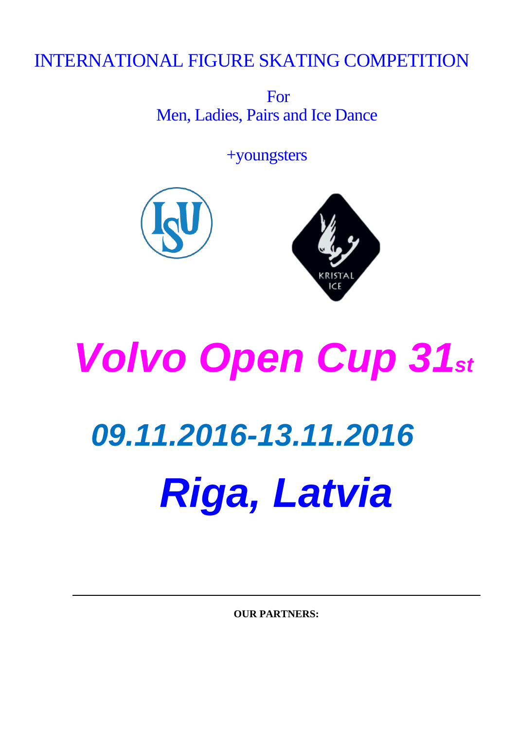# INTERNATIONAL FIGURE SKATING COMPETITION

For
Men, Ladies, Pairs and Ice Dance

+youngsters

KRISTAL ICE

# *Volvo Open Cup 31st*

## *09.11.2016-13.11.2016*

# *Riga, Latvia*

---

**OUR PARTNERS:**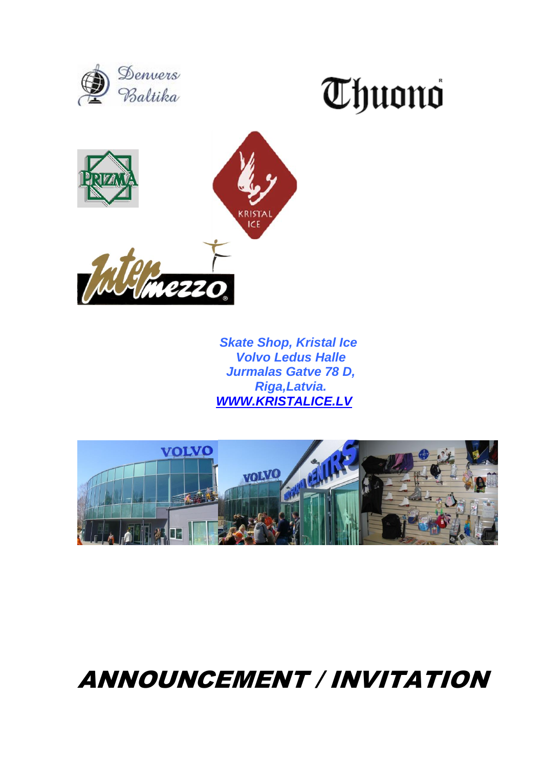*Skate Shop, Kristal Ice*
*Volvo Ledus Halle*
*Jurmalas Gatve 78 D,*
*Riga,Latvia.*
*[WWW.KRISTALICE.LV](http://WWW.KRISTALICE.LV)*

# *ANNOUNCEMENT / INVITATION*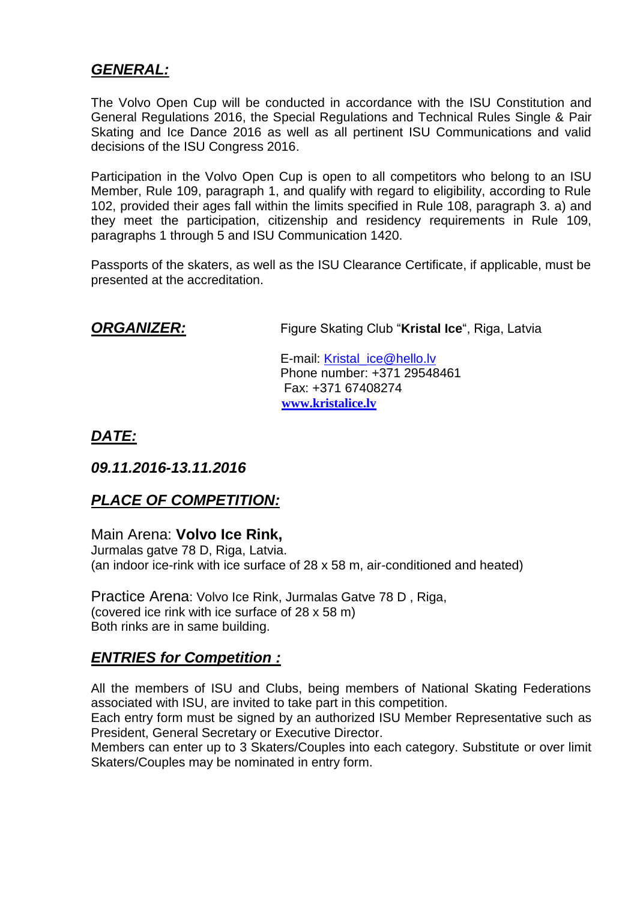## *GENERAL:*

The Volvo Open Cup will be conducted in accordance with the ISU Constitution and General Regulations 2016, the Special Regulations and Technical Rules Single & Pair Skating and Ice Dance 2016 as well as all pertinent ISU Communications and valid decisions of the ISU Congress 2016.

Participation in the Volvo Open Cup is open to all competitors who belong to an ISU Member, Rule 109, paragraph 1, and qualify with regard to eligibility, according to Rule 102, provided their ages fall within the limits specified in Rule 108, paragraph 3. a) and they meet the participation, citizenship and residency requirements in Rule 109, paragraphs 1 through 5 and ISU Communication 1420.

Passports of the skaters, as well as the ISU Clearance Certificate, if applicable, must be presented at the accreditation.

## *ORGANIZER:*

Figure Skating Club "**Kristal Ice**", Riga, Latvia

E-mail: Kristal_ice@hello.lv
Phone number: +371 29548461
Fax: +371 67408274
**www.kristalice.lv**

## *DATE:*

### *09.11.2016-13.11.2016*

## *PLACE OF COMPETITION:*

Main Arena: **Volvo Ice Rink,**
Jurmalas gatve 78 D, Riga, Latvia.
(an indoor ice-rink with ice surface of 28 x 58 m, air-conditioned and heated)

Practice Arena: Volvo Ice Rink, Jurmalas Gatve 78 D , Riga,
(covered ice rink with ice surface of 28 x 58 m)
Both rinks are in same building.

## *ENTRIES for Competition :*

All the members of ISU and Clubs, being members of National Skating Federations associated with ISU, are invited to take part in this competition.
Each entry form must be signed by an authorized ISU Member Representative such as President, General Secretary or Executive Director.
Members can enter up to 3 Skaters/Couples into each category. Substitute or over limit Skaters/Couples may be nominated in entry form.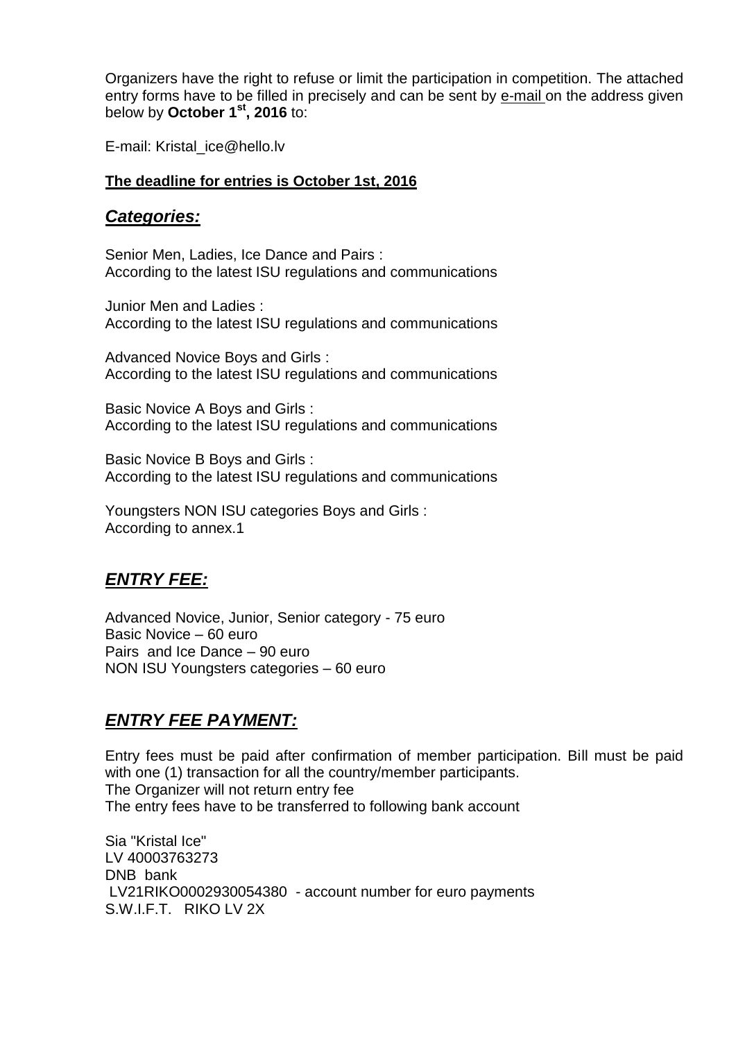Organizers have the right to refuse or limit the participation in competition. The attached entry forms have to be filled in precisely and can be sent by e-mail on the address given below by **October 1st, 2016** to:

E-mail: Kristal_ice@hello.lv

**The deadline for entries is October 1st, 2016**

## ***Categories:***

Senior Men, Ladies, Ice Dance and Pairs :
According to the latest ISU regulations and communications

Junior Men and Ladies :
According to the latest ISU regulations and communications

Advanced Novice Boys and Girls :
According to the latest ISU regulations and communications

Basic Novice A Boys and Girls :
According to the latest ISU regulations and communications

Basic Novice B Boys and Girls :
According to the latest ISU regulations and communications

Youngsters NON ISU categories Boys and Girls :
According to annex.1

## ***ENTRY FEE:***

Advanced Novice, Junior, Senior category - 75 euro
Basic Novice – 60 euro
Pairs and Ice Dance – 90 euro
NON ISU Youngsters categories – 60 euro

## ***ENTRY FEE PAYMENT:***

Entry fees must be paid after confirmation of member participation. Bill must be paid with one (1) transaction for all the country/member participants.
The Organizer will not return entry fee
The entry fees have to be transferred to following bank account

Sia "Kristal Ice"
LV 40003763273
DNB bank
LV21RIKO0002930054380 - account number for euro payments
S.W.I.F.T. RIKO LV 2X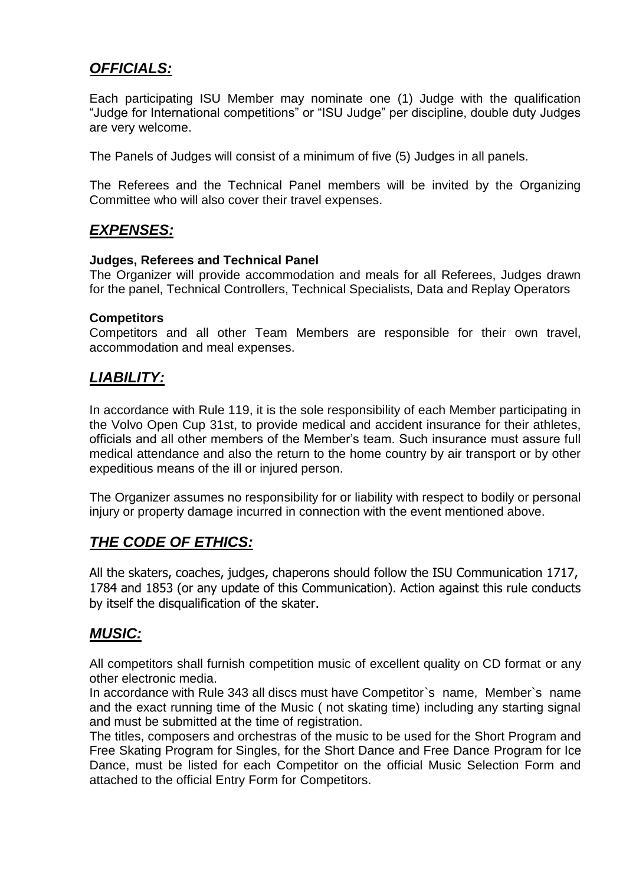## ***OFFICIALS:***

Each participating ISU Member may nominate one (1) Judge with the qualification "Judge for International competitions" or "ISU Judge" per discipline, double duty Judges are very welcome.

The Panels of Judges will consist of a minimum of five (5) Judges in all panels.

The Referees and the Technical Panel members will be invited by the Organizing Committee who will also cover their travel expenses.

## ***EXPENSES:***

**Judges, Referees and Technical Panel**
The Organizer will provide accommodation and meals for all Referees, Judges drawn for the panel, Technical Controllers, Technical Specialists, Data and Replay Operators

**Competitors**
Competitors and all other Team Members are responsible for their own travel, accommodation and meal expenses.

## ***LIABILITY:***

In accordance with Rule 119, it is the sole responsibility of each Member participating in the Volvo Open Cup 31st, to provide medical and accident insurance for their athletes, officials and all other members of the Member's team. Such insurance must assure full medical attendance and also the return to the home country by air transport or by other expeditious means of the ill or injured person.

The Organizer assumes no responsibility for or liability with respect to bodily or personal injury or property damage incurred in connection with the event mentioned above.

## ***THE CODE OF ETHICS:***

All the skaters, coaches, judges, chaperons should follow the ISU Communication 1717, 1784 and 1853 (or any update of this Communication). Action against this rule conducts by itself the disqualification of the skater.

## ***MUSIC:***

All competitors shall furnish competition music of excellent quality on CD format or any other electronic media.
In accordance with Rule 343 all discs must have Competitor`s name, Member`s name and the exact running time of the Music ( not skating time) including any starting signal and must be submitted at the time of registration.
The titles, composers and orchestras of the music to be used for the Short Program and Free Skating Program for Singles, for the Short Dance and Free Dance Program for Ice Dance, must be listed for each Competitor on the official Music Selection Form and attached to the official Entry Form for Competitors.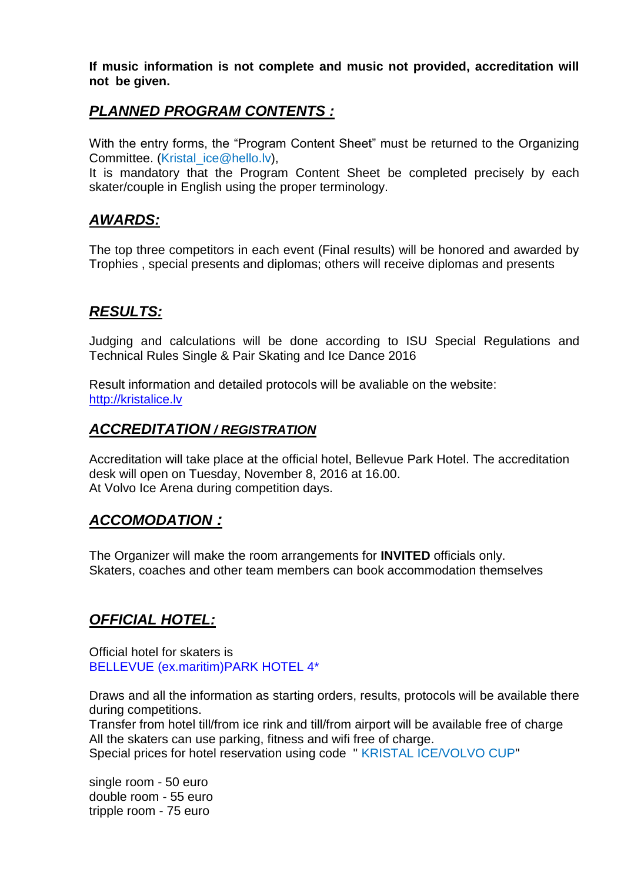**If music information is not complete and music not provided, accreditation will not be given.**

## ***PLANNED PROGRAM CONTENTS :***

With the entry forms, the "Program Content Sheet" must be returned to the Organizing Committee. (Kristal_ice@hello.lv),
It is mandatory that the Program Content Sheet be completed precisely by each skater/couple in English using the proper terminology.

## ***AWARDS:***

The top three competitors in each event (Final results) will be honored and awarded by Trophies , special presents and diplomas; others will receive diplomas and presents

## ***RESULTS:***

Judging and calculations will be done according to ISU Special Regulations and Technical Rules Single & Pair Skating and Ice Dance 2016

Result information and detailed protocols will be avaliable on the website:
http://kristalice.lv

## ***ACCREDITATION / REGISTRATION***

Accreditation will take place at the official hotel, Bellevue Park Hotel. The accreditation desk will open on Tuesday, November 8, 2016 at 16.00.
At Volvo Ice Arena during competition days.

## ***ACCOMODATION :***

The Organizer will make the room arrangements for **INVITED** officials only.
Skaters, coaches and other team members can book accommodation themselves

## ***OFFICIAL HOTEL:***

Official hotel for skaters is
BELLEVUE (ex.maritim)PARK HOTEL 4*

Draws and all the information as starting orders, results, protocols will be available there during competitions.
Transfer from hotel till/from ice rink and till/from airport will be available free of charge
All the skaters can use parking, fitness and wifi free of charge.
Special prices for hotel reservation using code " KRISTAL ICE/VOLVO CUP"

single room - 50 euro
double room - 55 euro
tripple room - 75 euro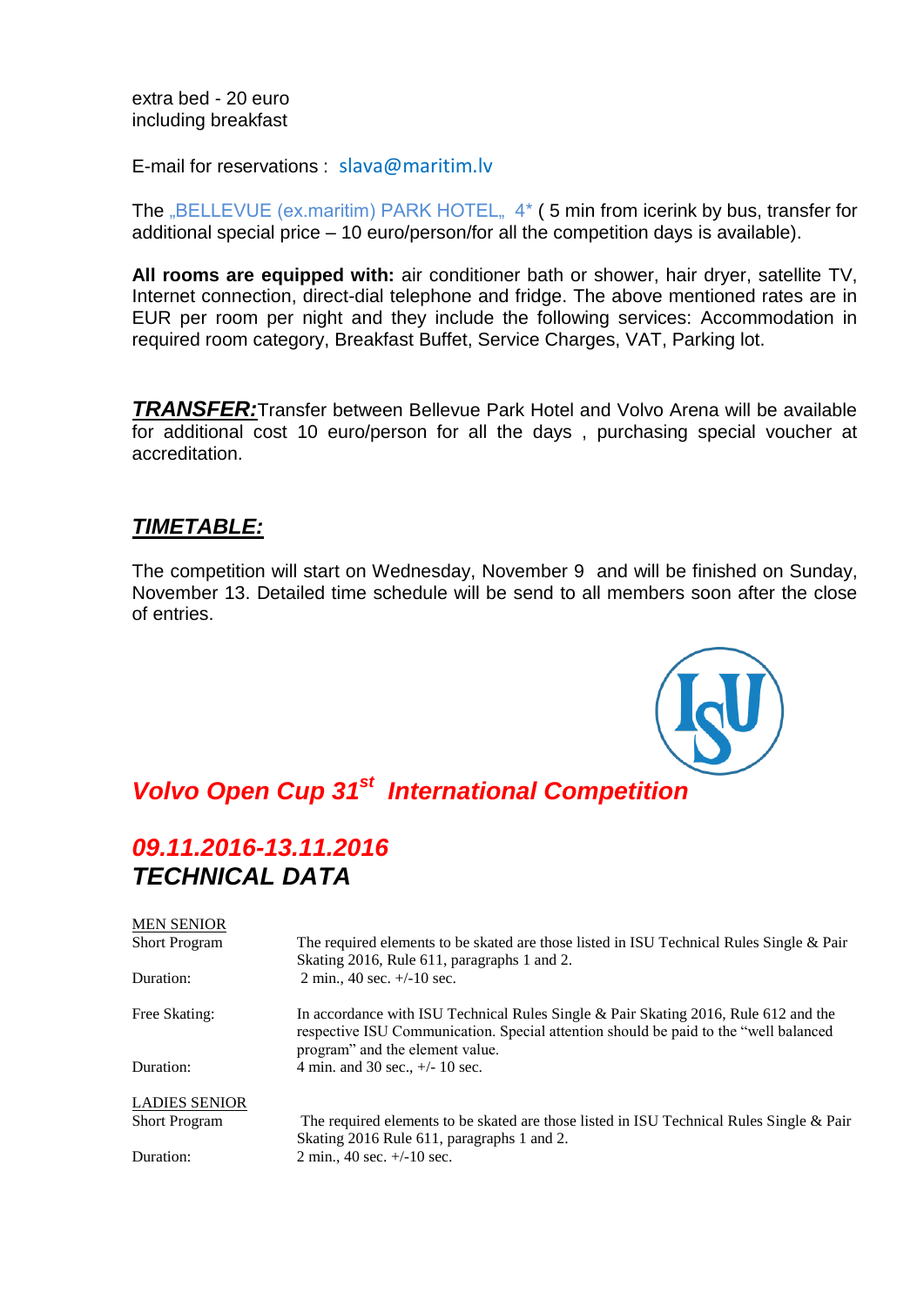extra bed - 20 euro
including breakfast

E-mail for reservations : slava@maritim.lv

The „BELLEVUE (ex.maritim) PARK HOTEL„ 4* ( 5 min from icerink by bus, transfer for additional special price – 10 euro/person/for all the competition days is available).

**All rooms are equipped with:** air conditioner bath or shower, hair dryer, satellite TV, Internet connection, direct-dial telephone and fridge. The above mentioned rates are in EUR per room per night and they include the following services: Accommodation in required room category, Breakfast Buffet, Service Charges, VAT, Parking lot.

***TRANSFER:*** Transfer between Bellevue Park Hotel and Volvo Arena will be available for additional cost 10 euro/person for all the days , purchasing special voucher at accreditation.

## *TIMETABLE:*

The competition will start on Wednesday, November 9 and will be finished on Sunday, November 13. Detailed time schedule will be send to all members soon after the close of entries.

## *Volvo Open Cup 31st International Competition*

## *09.11.2016-13.11.2016*
## *TECHNICAL DATA*

MEN SENIOR

| | |
|---|---|
| Short Program | The required elements to be skated are those listed in ISU Technical Rules Single & Pair Skating 2016, Rule 611, paragraphs 1 and 2. |
| Duration: | 2 min., 40 sec. +/-10 sec. |
| Free Skating: | In accordance with ISU Technical Rules Single & Pair Skating 2016, Rule 612 and the respective ISU Communication. Special attention should be paid to the “well balanced program” and the element value. |
| Duration: | 4 min. and 30 sec., +/- 10 sec. |

LADIES SENIOR

| | |
|---|---|
| Short Program | The required elements to be skated are those listed in ISU Technical Rules Single & Pair Skating 2016 Rule 611, paragraphs 1 and 2. |
| Duration: | 2 min., 40 sec. +/-10 sec. |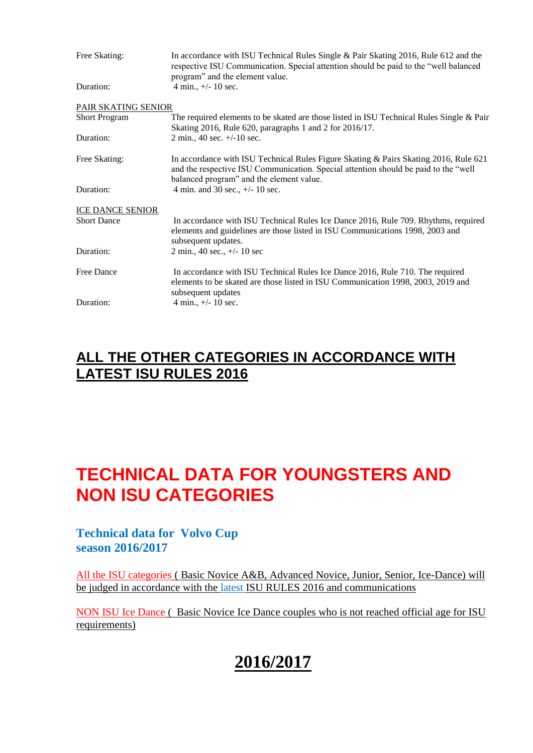| | |
|---|---|
| Free Skating: | In accordance with ISU Technical Rules Single & Pair Skating 2016, Rule 612 and the respective ISU Communication. Special attention should be paid to the "well balanced program" and the element value. |
| Duration: | 4 min., +/- 10 sec. |

PAIR SKATING SENIOR

| | |
|---|---|
| Short Program | The required elements to be skated are those listed in ISU Technical Rules Single & Pair Skating 2016, Rule 620, paragraphs 1 and 2 for 2016/17. |
| Duration: | 2 min., 40 sec. +/-10 sec. |
| Free Skating: | In accordance with ISU Technical Rules Figure Skating & Pairs Skating 2016, Rule 621 and the respective ISU Communication. Special attention should be paid to the "well balanced program" and the element value. |
| Duration: | 4 min. and 30 sec., +/- 10 sec. |

ICE DANCE SENIOR

| | |
|---|---|
| Short Dance | In accordance with ISU Technical Rules Ice Dance 2016, Rule 709. Rhythms, required elements and guidelines are those listed in ISU Communications 1998, 2003 and subsequent updates. |
| Duration: | 2 min., 40 sec., +/- 10 sec |
| Free Dance | In accordance with ISU Technical Rules Ice Dance 2016, Rule 710. The required elements to be skated are those listed in ISU Communication 1998, 2003, 2019 and subsequent updates |
| Duration: | 4 min., +/- 10 sec. |

## ALL THE OTHER CATEGORIES IN ACCORDANCE WITH LATEST ISU RULES 2016

# TECHNICAL DATA FOR YOUNGSTERS AND NON ISU CATEGORIES

### Technical data for Volvo Cup season 2016/2017

All the ISU categories ( Basic Novice A&B, Advanced Novice, Junior, Senior, Ice-Dance) will be judged in accordance with the latest ISU RULES 2016 and communications

NON ISU Ice Dance ( Basic Novice Ice Dance couples who is not reached official age for ISU requirements)

## 2016/2017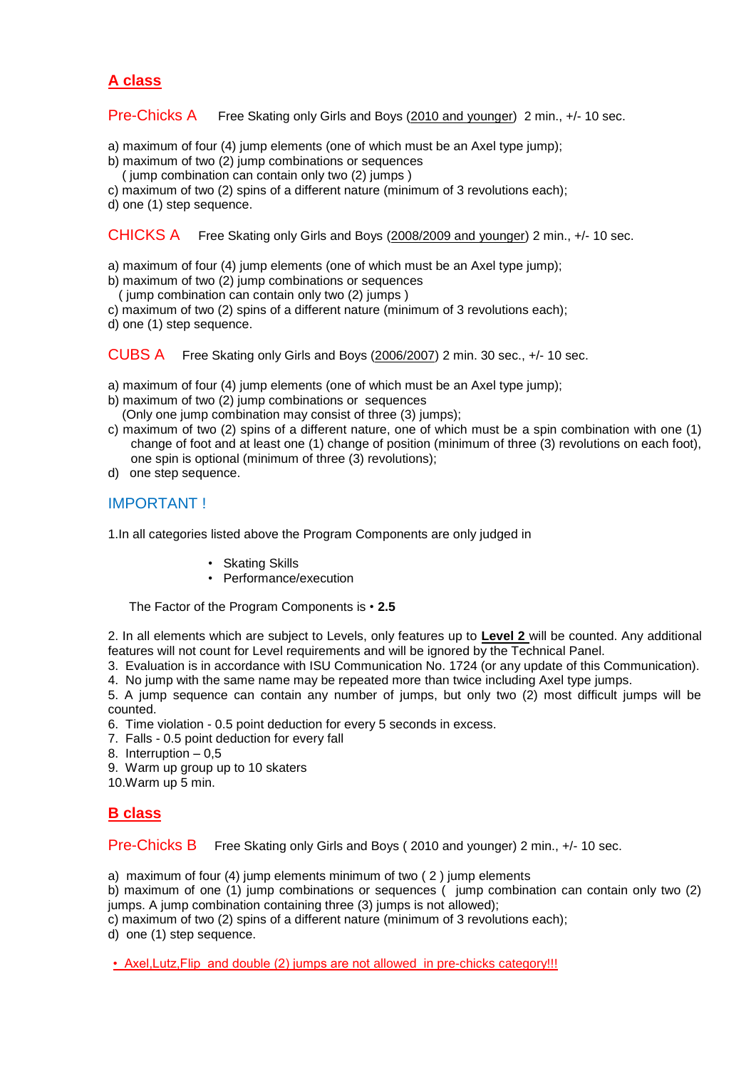## A class

### Pre-Chicks A

Free Skating only Girls and Boys (2010 and younger) 2 min., +/- 10 sec.

a) maximum of four (4) jump elements (one of which must be an Axel type jump);
b) maximum of two (2) jump combinations or sequences
( jump combination can contain only two (2) jumps )
c) maximum of two (2) spins of a different nature (minimum of 3 revolutions each);
d) one (1) step sequence.

### CHICKS A

Free Skating only Girls and Boys (2008/2009 and younger) 2 min., +/- 10 sec.

a) maximum of four (4) jump elements (one of which must be an Axel type jump);
b) maximum of two (2) jump combinations or sequences
( jump combination can contain only two (2) jumps )
c) maximum of two (2) spins of a different nature (minimum of 3 revolutions each);
d) one (1) step sequence.

### CUBS A

Free Skating only Girls and Boys (2006/2007) 2 min. 30 sec., +/- 10 sec.

a) maximum of four (4) jump elements (one of which must be an Axel type jump);
b) maximum of two (2) jump combinations or sequences
(Only one jump combination may consist of three (3) jumps);
c) maximum of two (2) spins of a different nature, one of which must be a spin combination with one (1) change of foot and at least one (1) change of position (minimum of three (3) revolutions on each foot), one spin is optional (minimum of three (3) revolutions);
d) one step sequence.

### IMPORTANT !

1.In all categories listed above the Program Components are only judged in

- Skating Skills
- Performance/execution

The Factor of the Program Components is • **2.5**

2. In all elements which are subject to Levels, only features up to **Level 2** will be counted. Any additional features will not count for Level requirements and will be ignored by the Technical Panel.
3. Evaluation is in accordance with ISU Communication No. 1724 (or any update of this Communication).
4. No jump with the same name may be repeated more than twice including Axel type jumps.
5. A jump sequence can contain any number of jumps, but only two (2) most difficult jumps will be counted.
6. Time violation - 0.5 point deduction for every 5 seconds in excess.
7. Falls - 0.5 point deduction for every fall
8. Interruption – 0,5
9. Warm up group up to 10 skaters
10.Warm up 5 min.

## B class

### Pre-Chicks B

Free Skating only Girls and Boys ( 2010 and younger) 2 min., +/- 10 sec.

a) maximum of four (4) jump elements minimum of two ( 2 ) jump elements
b) maximum of one (1) jump combinations or sequences ( jump combination can contain only two (2) jumps. A jump combination containing three (3) jumps is not allowed);
c) maximum of two (2) spins of a different nature (minimum of 3 revolutions each);
d) one (1) step sequence.

- Axel,Lutz,Flip and double (2) jumps are not allowed in pre-chicks category!!!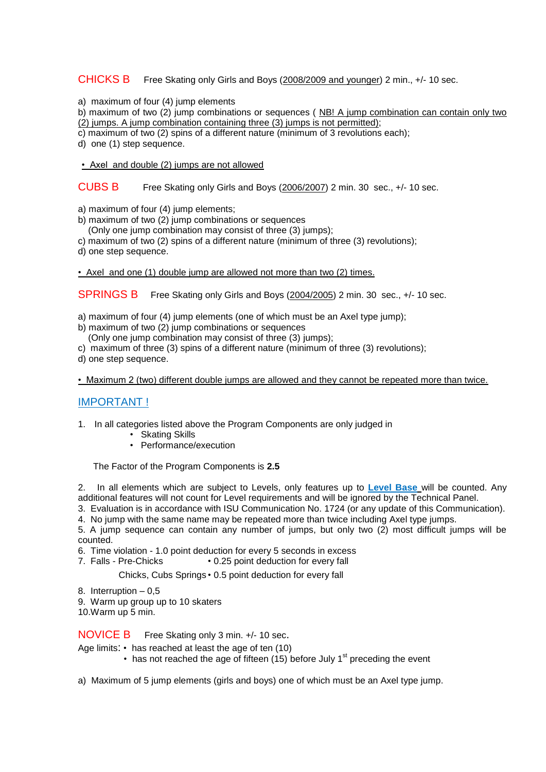## CHICKS B

Free Skating only Girls and Boys (2008/2009 and younger) 2 min., +/- 10 sec.

a) maximum of four (4) jump elements
b) maximum of two (2) jump combinations or sequences ( NB! A jump combination can contain only two (2) jumps. A jump combination containing three (3) jumps is not permitted);
c) maximum of two (2) spins of a different nature (minimum of 3 revolutions each);
d) one (1) step sequence.

• Axel and double (2) jumps are not allowed

## CUBS B

Free Skating only Girls and Boys (2006/2007) 2 min. 30 sec., +/- 10 sec.

a) maximum of four (4) jump elements;
b) maximum of two (2) jump combinations or sequences
(Only one jump combination may consist of three (3) jumps);
c) maximum of two (2) spins of a different nature (minimum of three (3) revolutions);
d) one step sequence.

• Axel and one (1) double jump are allowed not more than two (2) times.

## SPRINGS B

Free Skating only Girls and Boys (2004/2005) 2 min. 30 sec., +/- 10 sec.

a) maximum of four (4) jump elements (one of which must be an Axel type jump);
b) maximum of two (2) jump combinations or sequences
(Only one jump combination may consist of three (3) jumps);
c) maximum of three (3) spins of a different nature (minimum of three (3) revolutions);
d) one step sequence.

• Maximum 2 (two) different double jumps are allowed and they cannot be repeated more than twice.

## IMPORTANT !

1. In all categories listed above the Program Components are only judged in
   - Skating Skills
   - Performance/execution

   The Factor of the Program Components is **2.5**

2. In all elements which are subject to Levels, only features up to **Level Base** will be counted. Any additional features will not count for Level requirements and will be ignored by the Technical Panel.
3. Evaluation is in accordance with ISU Communication No. 1724 (or any update of this Communication).
4. No jump with the same name may be repeated more than twice including Axel type jumps.
5. A jump sequence can contain any number of jumps, but only two (2) most difficult jumps will be counted.
6. Time violation - 1.0 point deduction for every 5 seconds in excess
7. Falls - Pre-Chicks • 0.25 point deduction for every fall

   Chicks, Cubs Springs • 0.5 point deduction for every fall

8. Interruption – 0,5
9. Warm up group up to 10 skaters
10. Warm up 5 min.

## NOVICE B

Free Skating only 3 min. +/- 10 sec.

Age limits:
- has reached at least the age of ten (10)
- has not reached the age of fifteen (15) before July 1st preceding the event

a) Maximum of 5 jump elements (girls and boys) one of which must be an Axel type jump.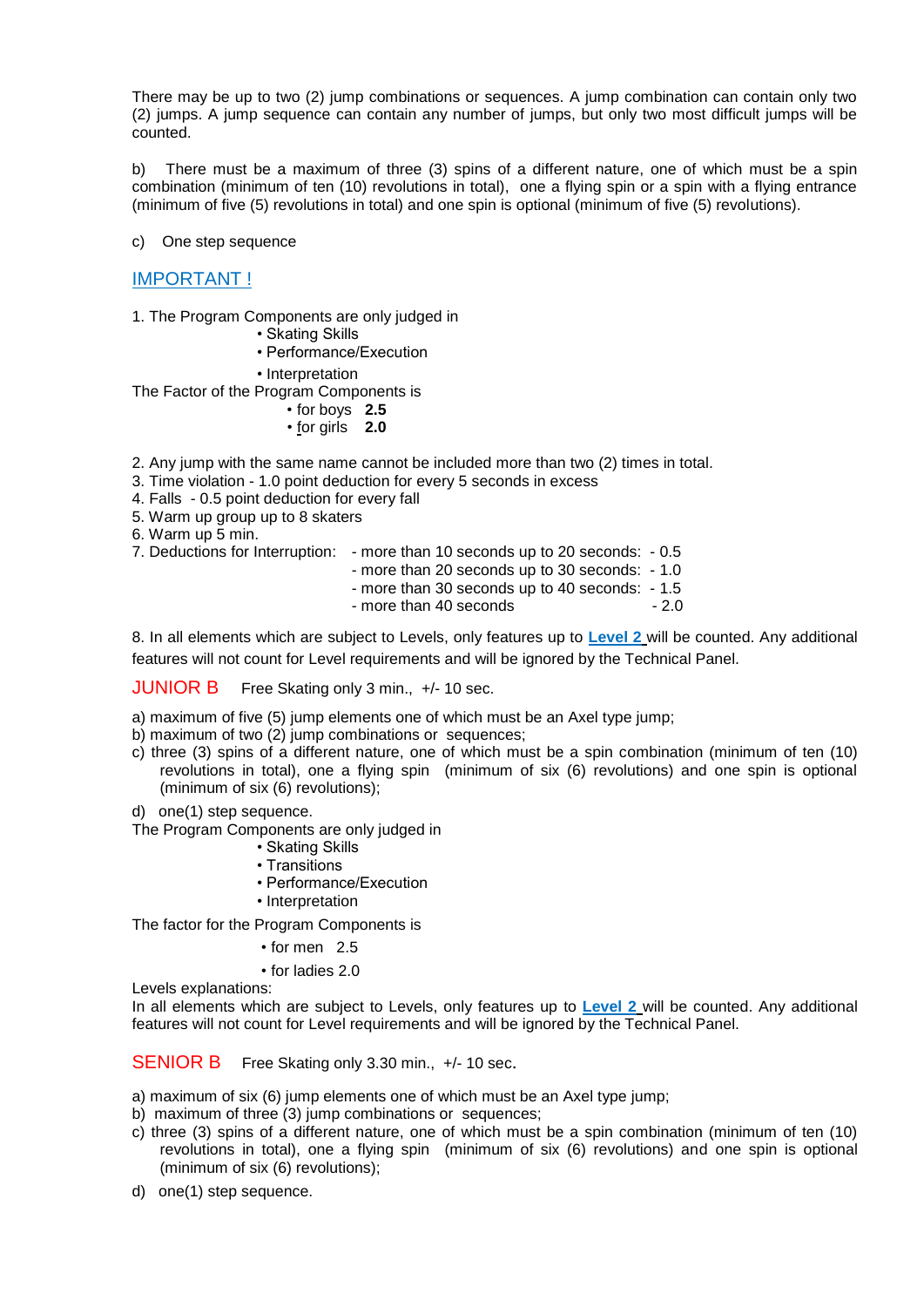There may be up to two (2) jump combinations or sequences. A jump combination can contain only two (2) jumps. A jump sequence can contain any number of jumps, but only two most difficult jumps will be counted.

b) There must be a maximum of three (3) spins of a different nature, one of which must be a spin combination (minimum of ten (10) revolutions in total), one a flying spin or a spin with a flying entrance (minimum of five (5) revolutions in total) and one spin is optional (minimum of five (5) revolutions).

c) One step sequence

## IMPORTANT !

1. The Program Components are only judged in
   - Skating Skills
   - Performance/Execution
   - Interpretation

The Factor of the Program Components is
   - for boys **2.5**
   - for girls **2.0**

2. Any jump with the same name cannot be included more than two (2) times in total.
3. Time violation - 1.0 point deduction for every 5 seconds in excess
4. Falls - 0.5 point deduction for every fall
5. Warm up group up to 8 skaters
6. Warm up 5 min.
7. Deductions for Interruption:
   - more than 10 seconds up to 20 seconds: - 0.5
   - more than 20 seconds up to 30 seconds: - 1.0
   - more than 30 seconds up to 40 seconds: - 1.5
   - more than 40 seconds - 2.0

8. In all elements which are subject to Levels, only features up to **Level 2** will be counted. Any additional features will not count for Level requirements and will be ignored by the Technical Panel.

## JUNIOR B

Free Skating only 3 min., +/- 10 sec.

a) maximum of five (5) jump elements one of which must be an Axel type jump;
b) maximum of two (2) jump combinations or sequences;
c) three (3) spins of a different nature, one of which must be a spin combination (minimum of ten (10) revolutions in total), one a flying spin (minimum of six (6) revolutions) and one spin is optional (minimum of six (6) revolutions);
d) one(1) step sequence.

The Program Components are only judged in
   - Skating Skills
   - Transitions
   - Performance/Execution
   - Interpretation

The factor for the Program Components is
   - for men 2.5
   - for ladies 2.0

Levels explanations:
In all elements which are subject to Levels, only features up to **Level 2** will be counted. Any additional features will not count for Level requirements and will be ignored by the Technical Panel.

## SENIOR B

Free Skating only 3.30 min., +/- 10 sec.

a) maximum of six (6) jump elements one of which must be an Axel type jump;
b) maximum of three (3) jump combinations or sequences;
c) three (3) spins of a different nature, one of which must be a spin combination (minimum of ten (10) revolutions in total), one a flying spin (minimum of six (6) revolutions) and one spin is optional (minimum of six (6) revolutions);
d) one(1) step sequence.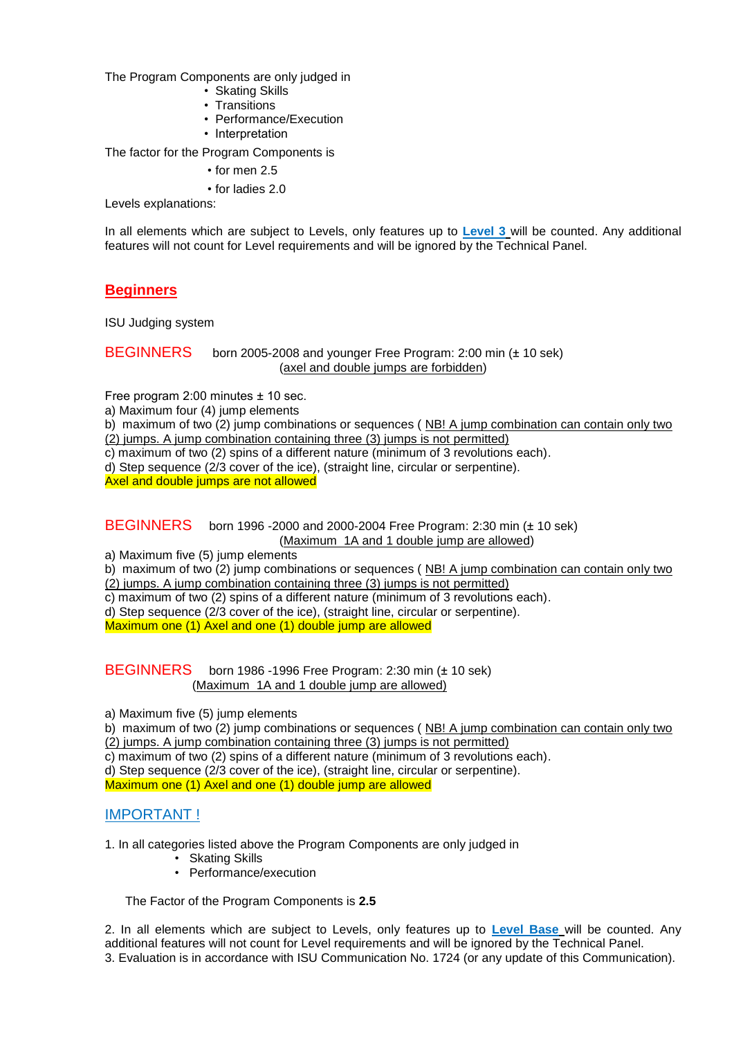The Program Components are only judged in

- Skating Skills
- Transitions
- Performance/Execution
- Interpretation

The factor for the Program Components is

- for men 2.5
- for ladies 2.0

Levels explanations:

In all elements which are subject to Levels, only features up to **Level 3** will be counted. Any additional features will not count for Level requirements and will be ignored by the Technical Panel.

## Beginners

ISU Judging system

**BEGINNERS** born 2005-2008 and younger Free Program: 2:00 min (± 10 sek)
(axel and double jumps are forbidden)

Free program 2:00 minutes ± 10 sec.
a) Maximum four (4) jump elements
b) maximum of two (2) jump combinations or sequences ( NB! A jump combination can contain only two (2) jumps. A jump combination containing three (3) jumps is not permitted)
c) maximum of two (2) spins of a different nature (minimum of 3 revolutions each).
d) Step sequence (2/3 cover of the ice), (straight line, circular or serpentine).
Axel and double jumps are not allowed

**BEGINNERS** born 1996 -2000 and 2000-2004 Free Program: 2:30 min (± 10 sek)
(Maximum 1A and 1 double jump are allowed)

a) Maximum five (5) jump elements
b) maximum of two (2) jump combinations or sequences ( NB! A jump combination can contain only two (2) jumps. A jump combination containing three (3) jumps is not permitted)
c) maximum of two (2) spins of a different nature (minimum of 3 revolutions each).
d) Step sequence (2/3 cover of the ice), (straight line, circular or serpentine).
Maximum one (1) Axel and one (1) double jump are allowed

**BEGINNERS** born 1986 -1996 Free Program: 2:30 min (± 10 sek)
(Maximum 1A and 1 double jump are allowed)

a) Maximum five (5) jump elements
b) maximum of two (2) jump combinations or sequences ( NB! A jump combination can contain only two (2) jumps. A jump combination containing three (3) jumps is not permitted)
c) maximum of two (2) spins of a different nature (minimum of 3 revolutions each).
d) Step sequence (2/3 cover of the ice), (straight line, circular or serpentine).
Maximum one (1) Axel and one (1) double jump are allowed

### IMPORTANT !

1. In all categories listed above the Program Components are only judged in
   - Skating Skills
   - Performance/execution

   The Factor of the Program Components is **2.5**

2. In all elements which are subject to Levels, only features up to **Level Base** will be counted. Any additional features will not count for Level requirements and will be ignored by the Technical Panel.
3. Evaluation is in accordance with ISU Communication No. 1724 (or any update of this Communication).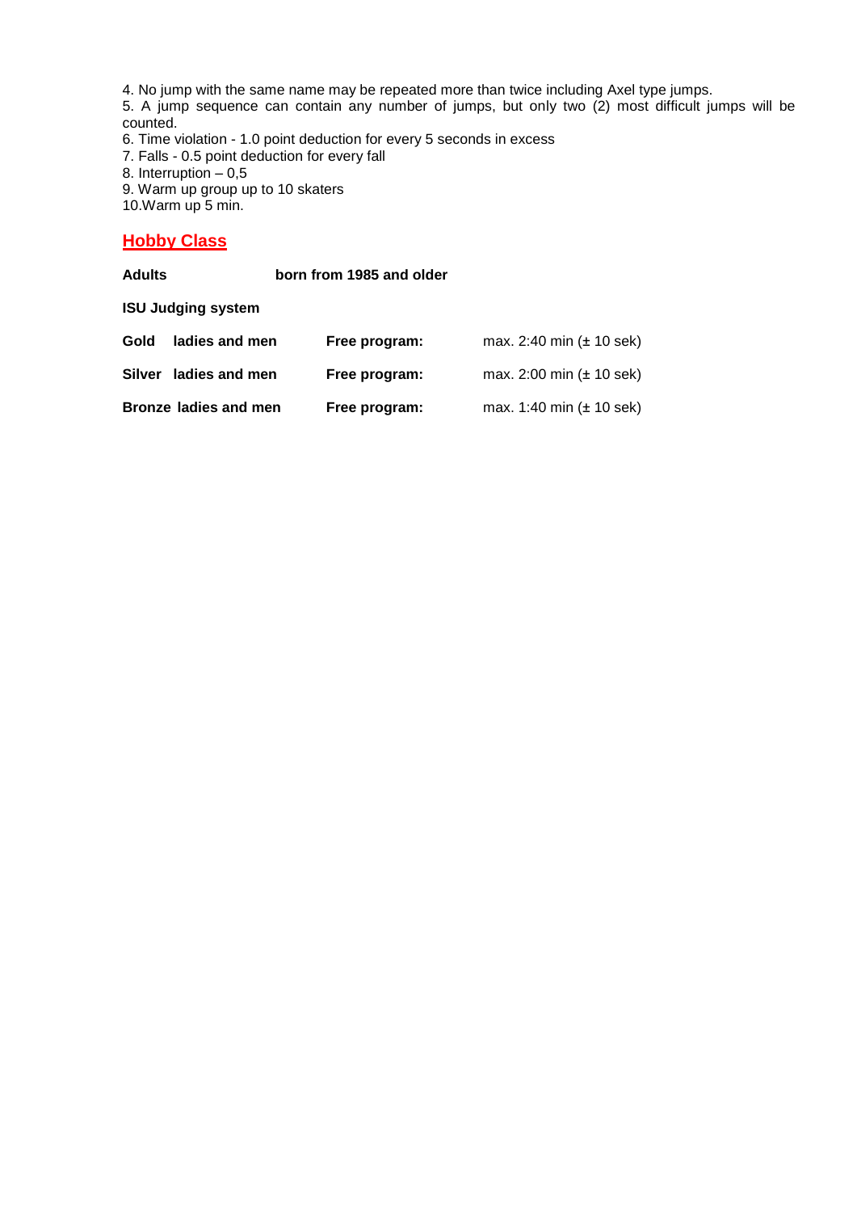4. No jump with the same name may be repeated more than twice including Axel type jumps.
5. A jump sequence can contain any number of jumps, but only two (2) most difficult jumps will be counted.
6. Time violation - 1.0 point deduction for every 5 seconds in excess
7. Falls - 0.5 point deduction for every fall
8. Interruption – 0,5
9. Warm up group up to 10 skaters
10.Warm up 5 min.

## Hobby Class

**Adults** **born from 1985 and older**

**ISU Judging system**

| | | |
|---|---|---|
| **Gold ladies and men** | **Free program:** | max. 2:40 min (± 10 sek) |
| **Silver ladies and men** | **Free program:** | max. 2:00 min (± 10 sek) |
| **Bronze ladies and men** | **Free program:** | max. 1:40 min (± 10 sek) |